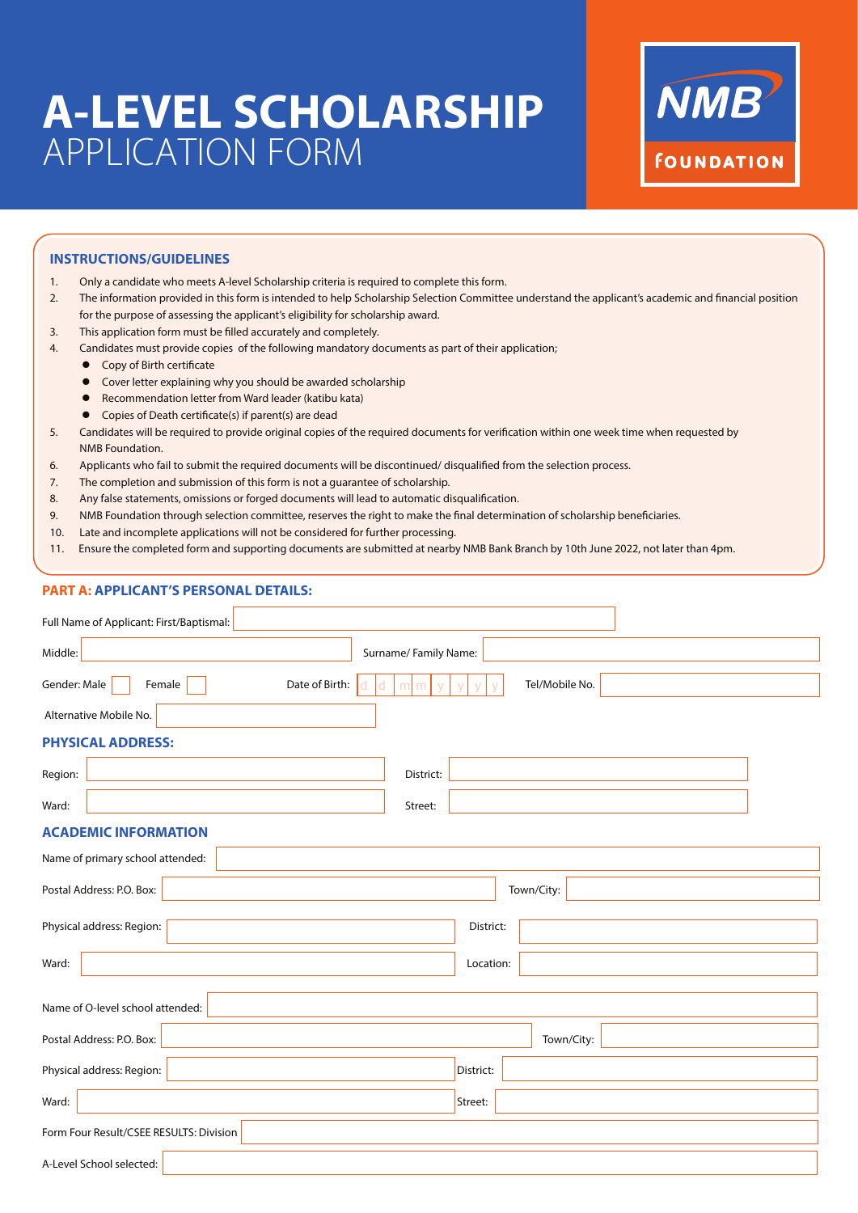# A-LEVEL SCHOLARSHIP
## APPLICATION FORM

NMB FOUNDATION

### INSTRUCTIONS/GUIDELINES

1. Only a candidate who meets A-level Scholarship criteria is required to complete this form.
2. The information provided in this form is intended to help Scholarship Selection Committee understand the applicant's academic and financial position for the purpose of assessing the applicant's eligibility for scholarship award.
3. This application form must be filled accurately and completely.
4. Candidates must provide copies of the following mandatory documents as part of their application;
   - Copy of Birth certificate
   - Cover letter explaining why you should be awarded scholarship
   - Recommendation letter from Ward leader (katibu kata)
   - Copies of Death certificate(s) if parent(s) are dead
5. Candidates will be required to provide original copies of the required documents for verification within one week time when requested by NMB Foundation.
6. Applicants who fail to submit the required documents will be discontinued/ disqualified from the selection process.
7. The completion and submission of this form is not a guarantee of scholarship.
8. Any false statements, omissions or forged documents will lead to automatic disqualification.
9. NMB Foundation through selection committee, reserves the right to make the final determination of scholarship beneficiaries.
10. Late and incomplete applications will not be considered for further processing.
11. Ensure the completed form and supporting documents are submitted at nearby NMB Bank Branch by 10th June 2022, not later than 4pm.

### PART A: APPLICANT'S PERSONAL DETAILS:

Full Name of Applicant: First/Baptismal: ____________________

Middle: ____________________ Surname/ Family Name: ____________________

Gender: Male ☐ Female ☐ Date of Birth: d d m m y y y y Tel/Mobile No. ____________________

Alternative Mobile No. ____________________

### PHYSICAL ADDRESS:

Region: ____________________ District: ____________________

Ward: ____________________ Street: ____________________

### ACADEMIC INFORMATION

Name of primary school attended: ____________________

Postal Address: P.O. Box: ____________________ Town/City: ____________________

Physical address: Region: ____________________ District: ____________________

Ward: ____________________ Location: ____________________

Name of O-level school attended: ____________________

Postal Address: P.O. Box: ____________________ Town/City: ____________________

Physical address: Region: ____________________ District: ____________________

Ward: ____________________ Street: ____________________

Form Four Result/CSEE RESULTS: Division ____________________

A-Level School selected: ____________________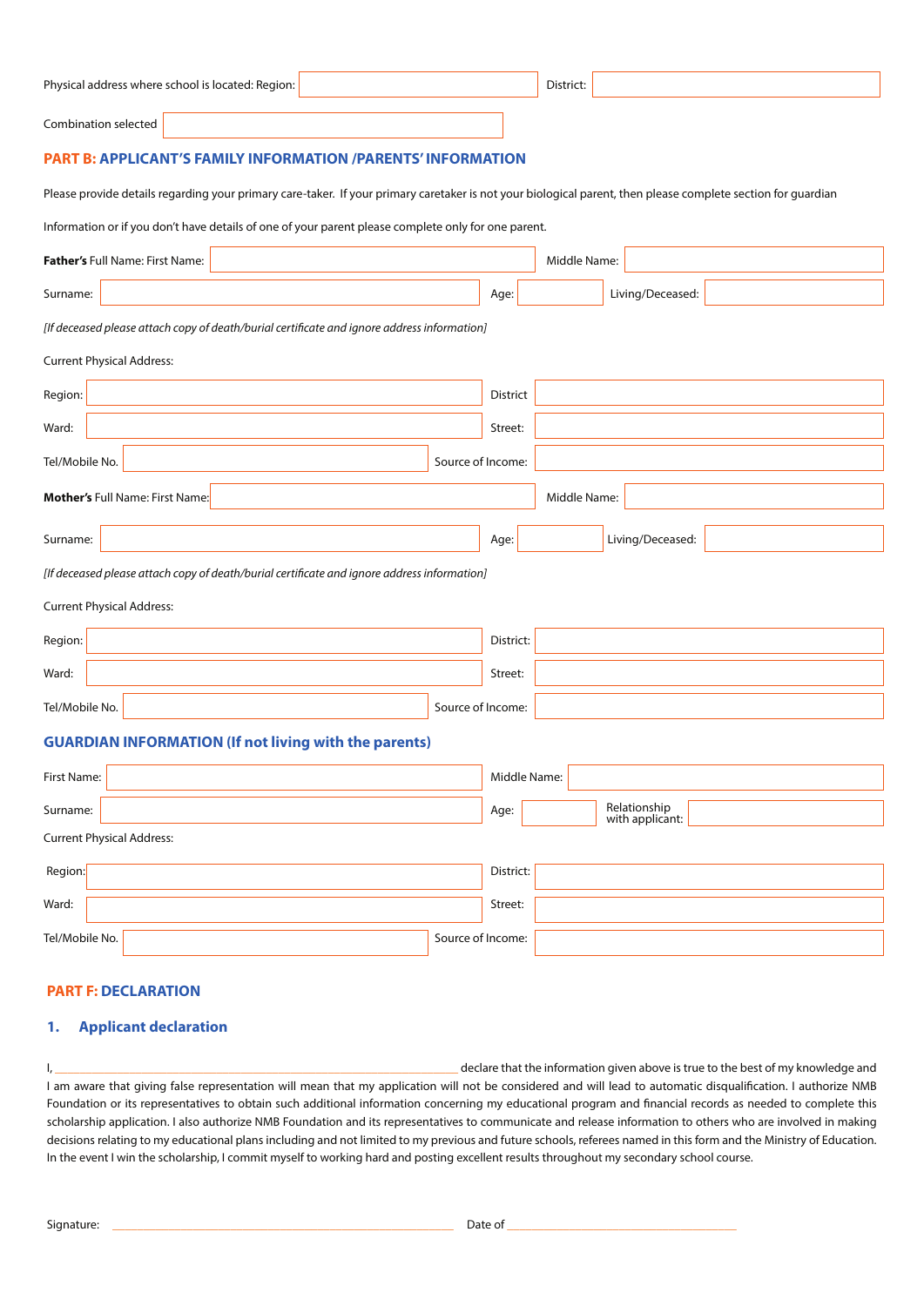Physical address where school is located: Region: \_\_\_\_\_\_\_\_\_\_ District: \_\_\_\_\_\_\_\_\_\_

Combination selected \_\_\_\_\_\_\_\_\_\_

## PART B: APPLICANT'S FAMILY INFORMATION /PARENTS' INFORMATION

Please provide details regarding your primary care-taker. If your primary caretaker is not your biological parent, then please complete section for guardian

Information or if you don't have details of one of your parent please complete only for one parent.

**Father's** Full Name: First Name: \_\_\_\_\_\_\_\_\_\_ Middle Name: \_\_\_\_\_\_\_\_\_\_

Surname: \_\_\_\_\_\_\_\_\_\_ Age: \_\_\_\_\_ Living/Deceased: \_\_\_\_\_\_\_\_\_\_

*[If deceased please attach copy of death/burial certificate and ignore address information]*

Current Physical Address:

Region: \_\_\_\_\_\_\_\_\_\_ District \_\_\_\_\_\_\_\_\_\_

Ward: \_\_\_\_\_\_\_\_\_\_ Street: \_\_\_\_\_\_\_\_\_\_

Tel/Mobile No. \_\_\_\_\_\_\_\_\_\_ Source of Income: \_\_\_\_\_\_\_\_\_\_

**Mother's** Full Name: First Name: \_\_\_\_\_\_\_\_\_\_ Middle Name: \_\_\_\_\_\_\_\_\_\_

Surname: \_\_\_\_\_\_\_\_\_\_ Age: \_\_\_\_\_ Living/Deceased: \_\_\_\_\_\_\_\_\_\_

*[If deceased please attach copy of death/burial certificate and ignore address information]*

Current Physical Address:

Region: \_\_\_\_\_\_\_\_\_\_ District: \_\_\_\_\_\_\_\_\_\_

Ward: \_\_\_\_\_\_\_\_\_\_ Street: \_\_\_\_\_\_\_\_\_\_

Tel/Mobile No. \_\_\_\_\_\_\_\_\_\_ Source of Income: \_\_\_\_\_\_\_\_\_\_

## GUARDIAN INFORMATION (If not living with the parents)

First Name: \_\_\_\_\_\_\_\_\_\_ Middle Name: \_\_\_\_\_\_\_\_\_\_

Surname: \_\_\_\_\_\_\_\_\_\_ Age: \_\_\_\_\_ Relationship with applicant: \_\_\_\_\_\_\_\_\_\_

Current Physical Address:

Region: \_\_\_\_\_\_\_\_\_\_ District: \_\_\_\_\_\_\_\_\_\_

Ward: \_\_\_\_\_\_\_\_\_\_ Street: \_\_\_\_\_\_\_\_\_\_

Tel/Mobile No. \_\_\_\_\_\_\_\_\_\_ Source of Income: \_\_\_\_\_\_\_\_\_\_

## PART F: DECLARATION

### 1. Applicant declaration

I, \_\_\_\_\_\_\_\_\_\_\_\_\_\_\_\_\_\_\_\_\_\_\_\_\_\_\_\_\_\_ declare that the information given above is true to the best of my knowledge and I am aware that giving false representation will mean that my application will not be considered and will lead to automatic disqualification. I authorize NMB Foundation or its representatives to obtain such additional information concerning my educational program and financial records as needed to complete this scholarship application. I also authorize NMB Foundation and its representatives to communicate and release information to others who are involved in making decisions relating to my educational plans including and not limited to my previous and future schools, referees named in this form and the Ministry of Education. In the event I win the scholarship, I commit myself to working hard and posting excellent results throughout my secondary school course.

Signature: \_\_\_\_\_\_\_\_\_\_\_\_\_\_\_\_\_\_\_\_\_\_\_\_\_\_\_\_\_\_ Date of \_\_\_\_\_\_\_\_\_\_\_\_\_\_\_\_\_\_\_\_